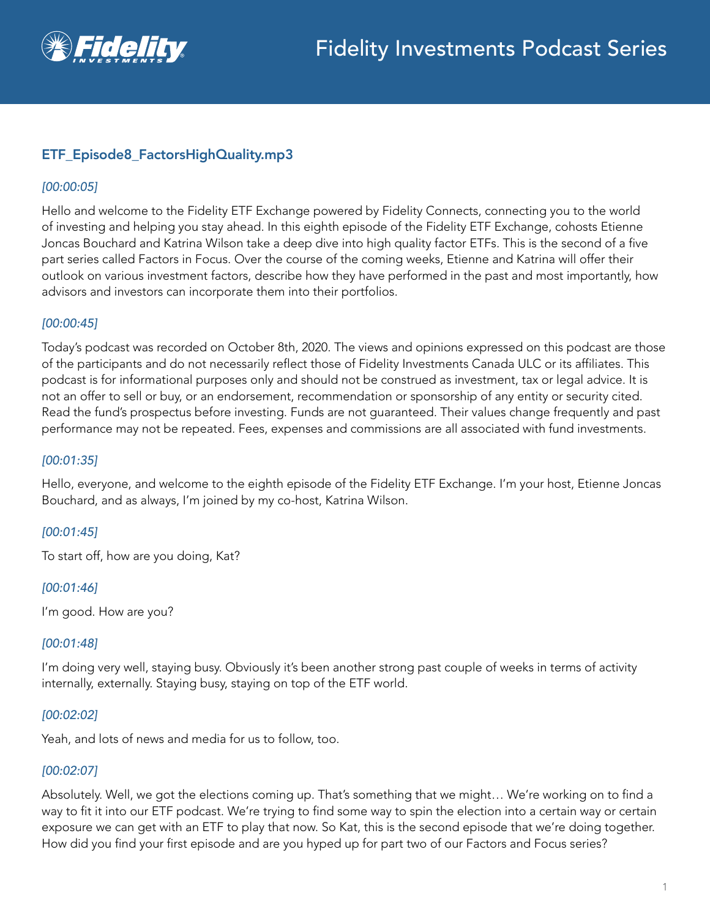## ETF_Episode8_FactorsHighQuality.mp3

*[00:00:05]*

Hello and welcome to the Fidelity ETF Exchange powered by Fidelity Connects, connecting you to the world of investing and helping you stay ahead. In this eighth episode of the Fidelity ETF Exchange, cohosts Etienne Joncas Bouchard and Katrina Wilson take a deep dive into high quality factor ETFs. This is the second of a five part series called Factors in Focus. Over the course of the coming weeks, Etienne and Katrina will offer their outlook on various investment factors, describe how they have performed in the past and most importantly, how advisors and investors can incorporate them into their portfolios.

*[00:00:45]*

Today's podcast was recorded on October 8th, 2020. The views and opinions expressed on this podcast are those of the participants and do not necessarily reflect those of Fidelity Investments Canada ULC or its affiliates. This podcast is for informational purposes only and should not be construed as investment, tax or legal advice. It is not an offer to sell or buy, or an endorsement, recommendation or sponsorship of any entity or security cited. Read the fund's prospectus before investing. Funds are not guaranteed. Their values change frequently and past performance may not be repeated. Fees, expenses and commissions are all associated with fund investments.

*[00:01:35]*

Hello, everyone, and welcome to the eighth episode of the Fidelity ETF Exchange. I'm your host, Etienne Joncas Bouchard, and as always, I'm joined by my co-host, Katrina Wilson.

*[00:01:45]*

To start off, how are you doing, Kat?

*[00:01:46]*

I'm good. How are you?

*[00:01:48]*

I'm doing very well, staying busy. Obviously it's been another strong past couple of weeks in terms of activity internally, externally. Staying busy, staying on top of the ETF world.

*[00:02:02]*

Yeah, and lots of news and media for us to follow, too.

*[00:02:07]*

Absolutely. Well, we got the elections coming up. That's something that we might… We're working on to find a way to fit it into our ETF podcast. We're trying to find some way to spin the election into a certain way or certain exposure we can get with an ETF to play that now. So Kat, this is the second episode that we're doing together. How did you find your first episode and are you hyped up for part two of our Factors and Focus series?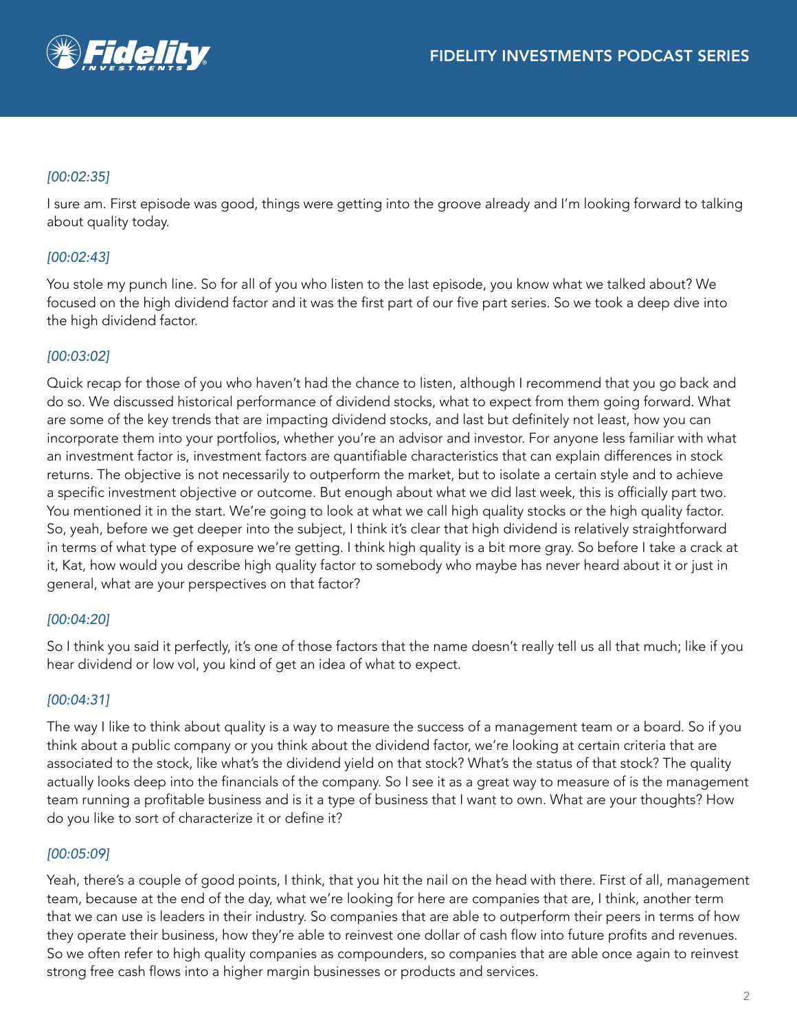*[00:02:35]*

I sure am. First episode was good, things were getting into the groove already and I'm looking forward to talking about quality today.

*[00:02:43]*

You stole my punch line. So for all of you who listen to the last episode, you know what we talked about? We focused on the high dividend factor and it was the first part of our five part series. So we took a deep dive into the high dividend factor.

*[00:03:02]*

Quick recap for those of you who haven't had the chance to listen, although I recommend that you go back and do so. We discussed historical performance of dividend stocks, what to expect from them going forward. What are some of the key trends that are impacting dividend stocks, and last but definitely not least, how you can incorporate them into your portfolios, whether you're an advisor and investor. For anyone less familiar with what an investment factor is, investment factors are quantifiable characteristics that can explain differences in stock returns. The objective is not necessarily to outperform the market, but to isolate a certain style and to achieve a specific investment objective or outcome. But enough about what we did last week, this is officially part two. You mentioned it in the start. We're going to look at what we call high quality stocks or the high quality factor. So, yeah, before we get deeper into the subject, I think it's clear that high dividend is relatively straightforward in terms of what type of exposure we're getting. I think high quality is a bit more gray. So before I take a crack at it, Kat, how would you describe high quality factor to somebody who maybe has never heard about it or just in general, what are your perspectives on that factor?

*[00:04:20]*

So I think you said it perfectly, it's one of those factors that the name doesn't really tell us all that much; like if you hear dividend or low vol, you kind of get an idea of what to expect.

*[00:04:31]*

The way I like to think about quality is a way to measure the success of a management team or a board. So if you think about a public company or you think about the dividend factor, we're looking at certain criteria that are associated to the stock, like what's the dividend yield on that stock? What's the status of that stock? The quality actually looks deep into the financials of the company. So I see it as a great way to measure of is the management team running a profitable business and is it a type of business that I want to own. What are your thoughts? How do you like to sort of characterize it or define it?

*[00:05:09]*

Yeah, there's a couple of good points, I think, that you hit the nail on the head with there. First of all, management team, because at the end of the day, what we're looking for here are companies that are, I think, another term that we can use is leaders in their industry. So companies that are able to outperform their peers in terms of how they operate their business, how they're able to reinvest one dollar of cash flow into future profits and revenues. So we often refer to high quality companies as compounders, so companies that are able once again to reinvest strong free cash flows into a higher margin businesses or products and services.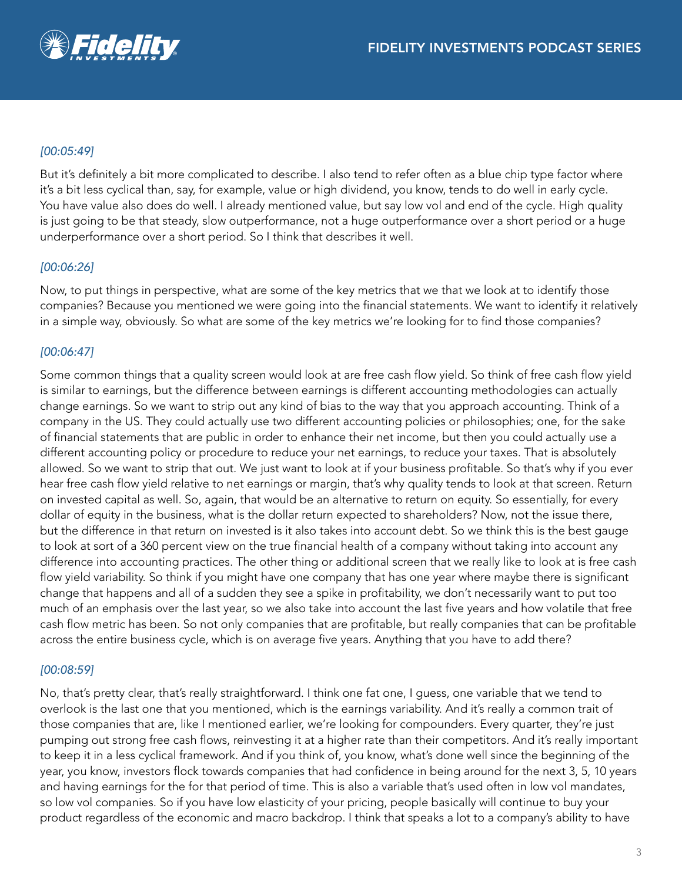*[00:05:49]*

But it's definitely a bit more complicated to describe. I also tend to refer often as a blue chip type factor where it's a bit less cyclical than, say, for example, value or high dividend, you know, tends to do well in early cycle. You have value also does do well. I already mentioned value, but say low vol and end of the cycle. High quality is just going to be that steady, slow outperformance, not a huge outperformance over a short period or a huge underperformance over a short period. So I think that describes it well.

*[00:06:26]*

Now, to put things in perspective, what are some of the key metrics that we that we look at to identify those companies? Because you mentioned we were going into the financial statements. We want to identify it relatively in a simple way, obviously. So what are some of the key metrics we're looking for to find those companies?

*[00:06:47]*

Some common things that a quality screen would look at are free cash flow yield. So think of free cash flow yield is similar to earnings, but the difference between earnings is different accounting methodologies can actually change earnings. So we want to strip out any kind of bias to the way that you approach accounting. Think of a company in the US. They could actually use two different accounting policies or philosophies; one, for the sake of financial statements that are public in order to enhance their net income, but then you could actually use a different accounting policy or procedure to reduce your net earnings, to reduce your taxes. That is absolutely allowed. So we want to strip that out. We just want to look at if your business profitable. So that's why if you ever hear free cash flow yield relative to net earnings or margin, that's why quality tends to look at that screen. Return on invested capital as well. So, again, that would be an alternative to return on equity. So essentially, for every dollar of equity in the business, what is the dollar return expected to shareholders? Now, not the issue there, but the difference in that return on invested is it also takes into account debt. So we think this is the best gauge to look at sort of a 360 percent view on the true financial health of a company without taking into account any difference into accounting practices. The other thing or additional screen that we really like to look at is free cash flow yield variability. So think if you might have one company that has one year where maybe there is significant change that happens and all of a sudden they see a spike in profitability, we don't necessarily want to put too much of an emphasis over the last year, so we also take into account the last five years and how volatile that free cash flow metric has been. So not only companies that are profitable, but really companies that can be profitable across the entire business cycle, which is on average five years. Anything that you have to add there?

*[00:08:59]*

No, that's pretty clear, that's really straightforward. I think one fat one, I guess, one variable that we tend to overlook is the last one that you mentioned, which is the earnings variability. And it's really a common trait of those companies that are, like I mentioned earlier, we're looking for compounders. Every quarter, they're just pumping out strong free cash flows, reinvesting it at a higher rate than their competitors. And it's really important to keep it in a less cyclical framework. And if you think of, you know, what's done well since the beginning of the year, you know, investors flock towards companies that had confidence in being around for the next 3, 5, 10 years and having earnings for the for that period of time. This is also a variable that's used often in low vol mandates, so low vol companies. So if you have low elasticity of your pricing, people basically will continue to buy your product regardless of the economic and macro backdrop. I think that speaks a lot to a company's ability to have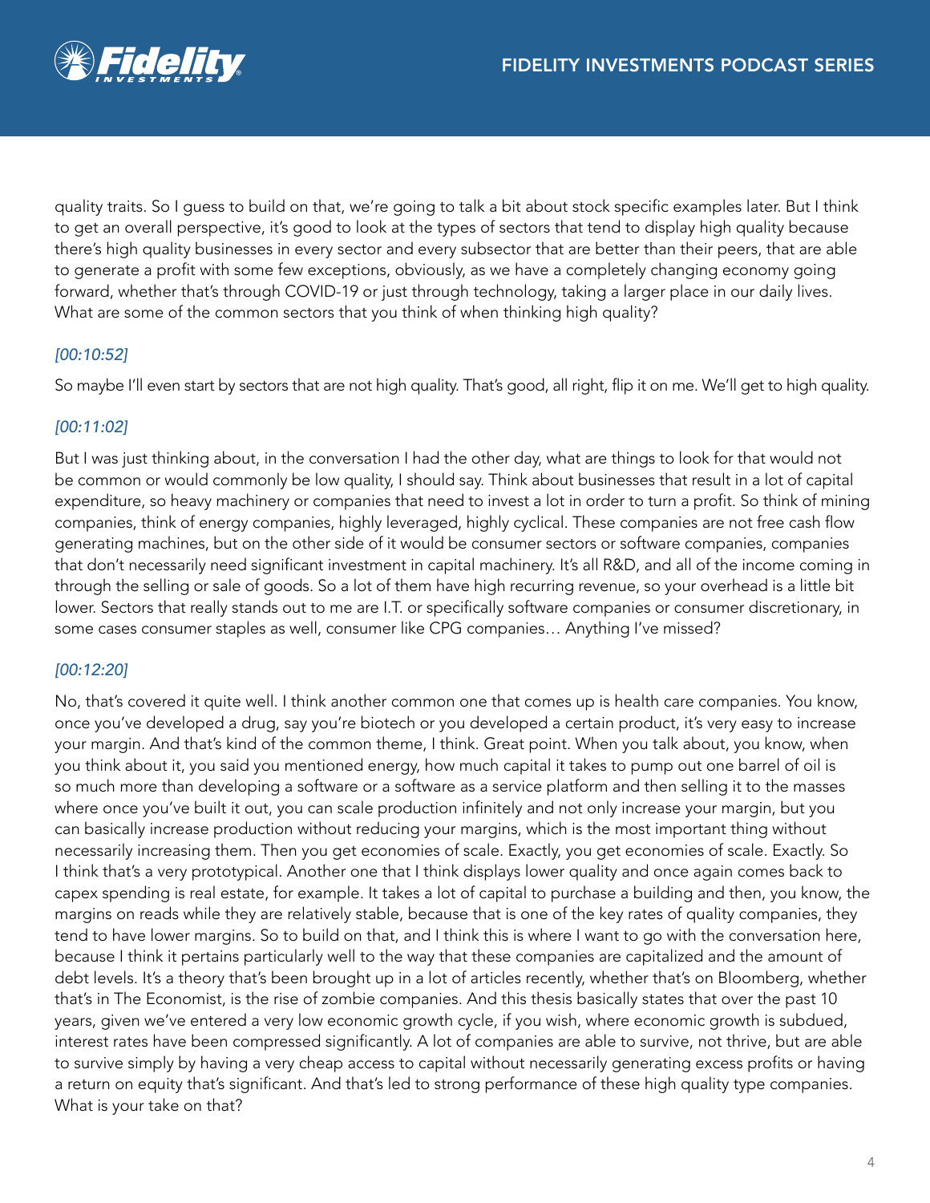quality traits. So I guess to build on that, we're going to talk a bit about stock specific examples later. But I think to get an overall perspective, it's good to look at the types of sectors that tend to display high quality because there's high quality businesses in every sector and every subsector that are better than their peers, that are able to generate a profit with some few exceptions, obviously, as we have a completely changing economy going forward, whether that's through COVID-19 or just through technology, taking a larger place in our daily lives. What are some of the common sectors that you think of when thinking high quality?

*[00:10:52]*

So maybe I'll even start by sectors that are not high quality. That's good, all right, flip it on me. We'll get to high quality.

*[00:11:02]*

But I was just thinking about, in the conversation I had the other day, what are things to look for that would not be common or would commonly be low quality, I should say. Think about businesses that result in a lot of capital expenditure, so heavy machinery or companies that need to invest a lot in order to turn a profit. So think of mining companies, think of energy companies, highly leveraged, highly cyclical. These companies are not free cash flow generating machines, but on the other side of it would be consumer sectors or software companies, companies that don't necessarily need significant investment in capital machinery. It's all R&D, and all of the income coming in through the selling or sale of goods. So a lot of them have high recurring revenue, so your overhead is a little bit lower. Sectors that really stands out to me are I.T. or specifically software companies or consumer discretionary, in some cases consumer staples as well, consumer like CPG companies… Anything I've missed?

*[00:12:20]*

No, that's covered it quite well. I think another common one that comes up is health care companies. You know, once you've developed a drug, say you're biotech or you developed a certain product, it's very easy to increase your margin. And that's kind of the common theme, I think. Great point. When you talk about, you know, when you think about it, you said you mentioned energy, how much capital it takes to pump out one barrel of oil is so much more than developing a software or a software as a service platform and then selling it to the masses where once you've built it out, you can scale production infinitely and not only increase your margin, but you can basically increase production without reducing your margins, which is the most important thing without necessarily increasing them. Then you get economies of scale. Exactly, you get economies of scale. Exactly. So I think that's a very prototypical. Another one that I think displays lower quality and once again comes back to capex spending is real estate, for example. It takes a lot of capital to purchase a building and then, you know, the margins on reads while they are relatively stable, because that is one of the key rates of quality companies, they tend to have lower margins. So to build on that, and I think this is where I want to go with the conversation here, because I think it pertains particularly well to the way that these companies are capitalized and the amount of debt levels. It's a theory that's been brought up in a lot of articles recently, whether that's on Bloomberg, whether that's in The Economist, is the rise of zombie companies. And this thesis basically states that over the past 10 years, given we've entered a very low economic growth cycle, if you wish, where economic growth is subdued, interest rates have been compressed significantly. A lot of companies are able to survive, not thrive, but are able to survive simply by having a very cheap access to capital without necessarily generating excess profits or having a return on equity that's significant. And that's led to strong performance of these high quality type companies. What is your take on that?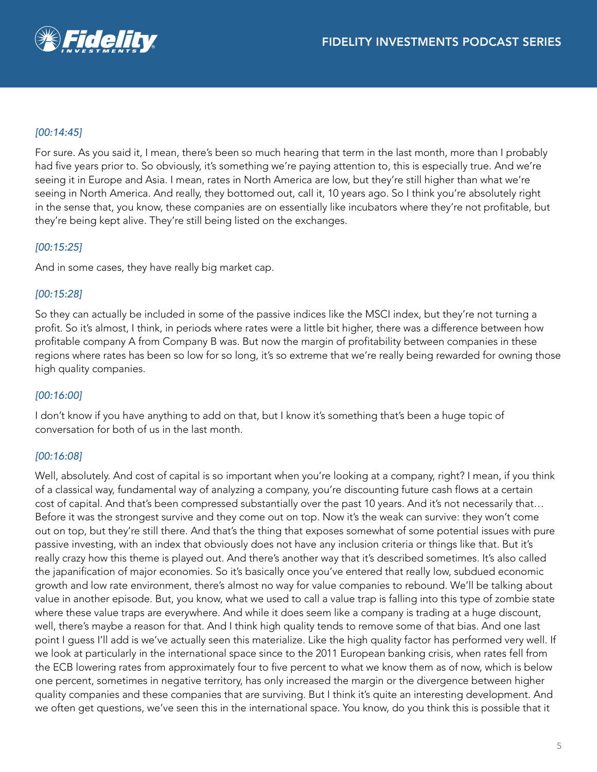*[00:14:45]*

For sure. As you said it, I mean, there's been so much hearing that term in the last month, more than I probably had five years prior to. So obviously, it's something we're paying attention to, this is especially true. And we're seeing it in Europe and Asia. I mean, rates in North America are low, but they're still higher than what we're seeing in North America. And really, they bottomed out, call it, 10 years ago. So I think you're absolutely right in the sense that, you know, these companies are on essentially like incubators where they're not profitable, but they're being kept alive. They're still being listed on the exchanges.

*[00:15:25]*

And in some cases, they have really big market cap.

*[00:15:28]*

So they can actually be included in some of the passive indices like the MSCI index, but they're not turning a profit. So it's almost, I think, in periods where rates were a little bit higher, there was a difference between how profitable company A from Company B was. But now the margin of profitability between companies in these regions where rates has been so low for so long, it's so extreme that we're really being rewarded for owning those high quality companies.

*[00:16:00]*

I don't know if you have anything to add on that, but I know it's something that's been a huge topic of conversation for both of us in the last month.

*[00:16:08]*

Well, absolutely. And cost of capital is so important when you're looking at a company, right? I mean, if you think of a classical way, fundamental way of analyzing a company, you're discounting future cash flows at a certain cost of capital. And that's been compressed substantially over the past 10 years. And it's not necessarily that… Before it was the strongest survive and they come out on top. Now it's the weak can survive: they won't come out on top, but they're still there. And that's the thing that exposes somewhat of some potential issues with pure passive investing, with an index that obviously does not have any inclusion criteria or things like that. But it's really crazy how this theme is played out. And there's another way that it's described sometimes. It's also called the japanification of major economies. So it's basically once you've entered that really low, subdued economic growth and low rate environment, there's almost no way for value companies to rebound. We'll be talking about value in another episode. But, you know, what we used to call a value trap is falling into this type of zombie state where these value traps are everywhere. And while it does seem like a company is trading at a huge discount, well, there's maybe a reason for that. And I think high quality tends to remove some of that bias. And one last point I guess I'll add is we've actually seen this materialize. Like the high quality factor has performed very well. If we look at particularly in the international space since to the 2011 European banking crisis, when rates fell from the ECB lowering rates from approximately four to five percent to what we know them as of now, which is below one percent, sometimes in negative territory, has only increased the margin or the divergence between higher quality companies and these companies that are surviving. But I think it's quite an interesting development. And we often get questions, we've seen this in the international space. You know, do you think this is possible that it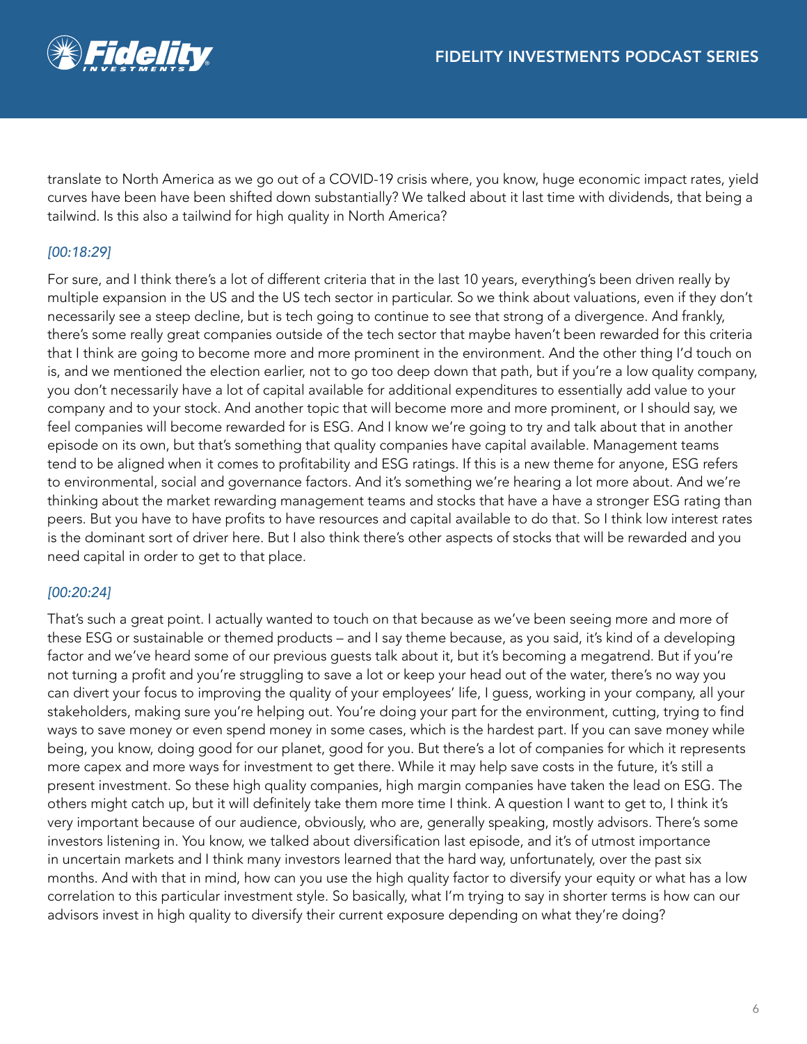translate to North America as we go out of a COVID-19 crisis where, you know, huge economic impact rates, yield curves have been have been shifted down substantially? We talked about it last time with dividends, that being a tailwind. Is this also a tailwind for high quality in North America?

*[00:18:29]*

For sure, and I think there's a lot of different criteria that in the last 10 years, everything's been driven really by multiple expansion in the US and the US tech sector in particular. So we think about valuations, even if they don't necessarily see a steep decline, but is tech going to continue to see that strong of a divergence. And frankly, there's some really great companies outside of the tech sector that maybe haven't been rewarded for this criteria that I think are going to become more and more prominent in the environment. And the other thing I'd touch on is, and we mentioned the election earlier, not to go too deep down that path, but if you're a low quality company, you don't necessarily have a lot of capital available for additional expenditures to essentially add value to your company and to your stock. And another topic that will become more and more prominent, or I should say, we feel companies will become rewarded for is ESG. And I know we're going to try and talk about that in another episode on its own, but that's something that quality companies have capital available. Management teams tend to be aligned when it comes to profitability and ESG ratings. If this is a new theme for anyone, ESG refers to environmental, social and governance factors. And it's something we're hearing a lot more about. And we're thinking about the market rewarding management teams and stocks that have a have a stronger ESG rating than peers. But you have to have profits to have resources and capital available to do that. So I think low interest rates is the dominant sort of driver here. But I also think there's other aspects of stocks that will be rewarded and you need capital in order to get to that place.

*[00:20:24]*

That's such a great point. I actually wanted to touch on that because as we've been seeing more and more of these ESG or sustainable or themed products – and I say theme because, as you said, it's kind of a developing factor and we've heard some of our previous guests talk about it, but it's becoming a megatrend. But if you're not turning a profit and you're struggling to save a lot or keep your head out of the water, there's no way you can divert your focus to improving the quality of your employees' life, I guess, working in your company, all your stakeholders, making sure you're helping out. You're doing your part for the environment, cutting, trying to find ways to save money or even spend money in some cases, which is the hardest part. If you can save money while being, you know, doing good for our planet, good for you. But there's a lot of companies for which it represents more capex and more ways for investment to get there. While it may help save costs in the future, it's still a present investment. So these high quality companies, high margin companies have taken the lead on ESG. The others might catch up, but it will definitely take them more time I think. A question I want to get to, I think it's very important because of our audience, obviously, who are, generally speaking, mostly advisors. There's some investors listening in. You know, we talked about diversification last episode, and it's of utmost importance in uncertain markets and I think many investors learned that the hard way, unfortunately, over the past six months. And with that in mind, how can you use the high quality factor to diversify your equity or what has a low correlation to this particular investment style. So basically, what I'm trying to say in shorter terms is how can our advisors invest in high quality to diversify their current exposure depending on what they're doing?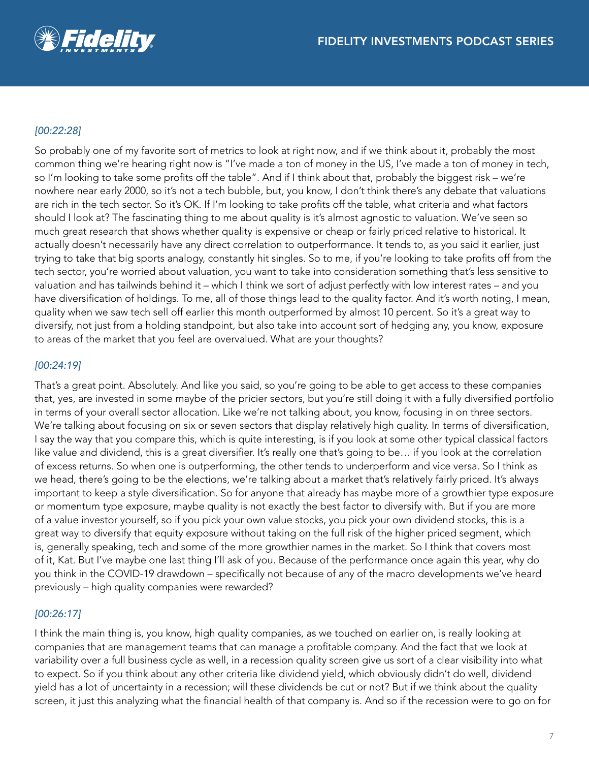*[00:22:28]*

So probably one of my favorite sort of metrics to look at right now, and if we think about it, probably the most common thing we're hearing right now is "I've made a ton of money in the US, I've made a ton of money in tech, so I'm looking to take some profits off the table". And if I think about that, probably the biggest risk – we're nowhere near early 2000, so it's not a tech bubble, but, you know, I don't think there's any debate that valuations are rich in the tech sector. So it's OK. If I'm looking to take profits off the table, what criteria and what factors should I look at? The fascinating thing to me about quality is it's almost agnostic to valuation. We've seen so much great research that shows whether quality is expensive or cheap or fairly priced relative to historical. It actually doesn't necessarily have any direct correlation to outperformance. It tends to, as you said it earlier, just trying to take that big sports analogy, constantly hit singles. So to me, if you're looking to take profits off from the tech sector, you're worried about valuation, you want to take into consideration something that's less sensitive to valuation and has tailwinds behind it – which I think we sort of adjust perfectly with low interest rates – and you have diversification of holdings. To me, all of those things lead to the quality factor. And it's worth noting, I mean, quality when we saw tech sell off earlier this month outperformed by almost 10 percent. So it's a great way to diversify, not just from a holding standpoint, but also take into account sort of hedging any, you know, exposure to areas of the market that you feel are overvalued. What are your thoughts?

*[00:24:19]*

That's a great point. Absolutely. And like you said, so you're going to be able to get access to these companies that, yes, are invested in some maybe of the pricier sectors, but you're still doing it with a fully diversified portfolio in terms of your overall sector allocation. Like we're not talking about, you know, focusing in on three sectors. We're talking about focusing on six or seven sectors that display relatively high quality. In terms of diversification, I say the way that you compare this, which is quite interesting, is if you look at some other typical classical factors like value and dividend, this is a great diversifier. It's really one that's going to be… if you look at the correlation of excess returns. So when one is outperforming, the other tends to underperform and vice versa. So I think as we head, there's going to be the elections, we're talking about a market that's relatively fairly priced. It's always important to keep a style diversification. So for anyone that already has maybe more of a growthier type exposure or momentum type exposure, maybe quality is not exactly the best factor to diversify with. But if you are more of a value investor yourself, so if you pick your own value stocks, you pick your own dividend stocks, this is a great way to diversify that equity exposure without taking on the full risk of the higher priced segment, which is, generally speaking, tech and some of the more growthier names in the market. So I think that covers most of it, Kat. But I've maybe one last thing I'll ask of you. Because of the performance once again this year, why do you think in the COVID-19 drawdown – specifically not because of any of the macro developments we've heard previously – high quality companies were rewarded?

*[00:26:17]*

I think the main thing is, you know, high quality companies, as we touched on earlier on, is really looking at companies that are management teams that can manage a profitable company. And the fact that we look at variability over a full business cycle as well, in a recession quality screen give us sort of a clear visibility into what to expect. So if you think about any other criteria like dividend yield, which obviously didn't do well, dividend yield has a lot of uncertainty in a recession; will these dividends be cut or not? But if we think about the quality screen, it just this analyzing what the financial health of that company is. And so if the recession were to go on for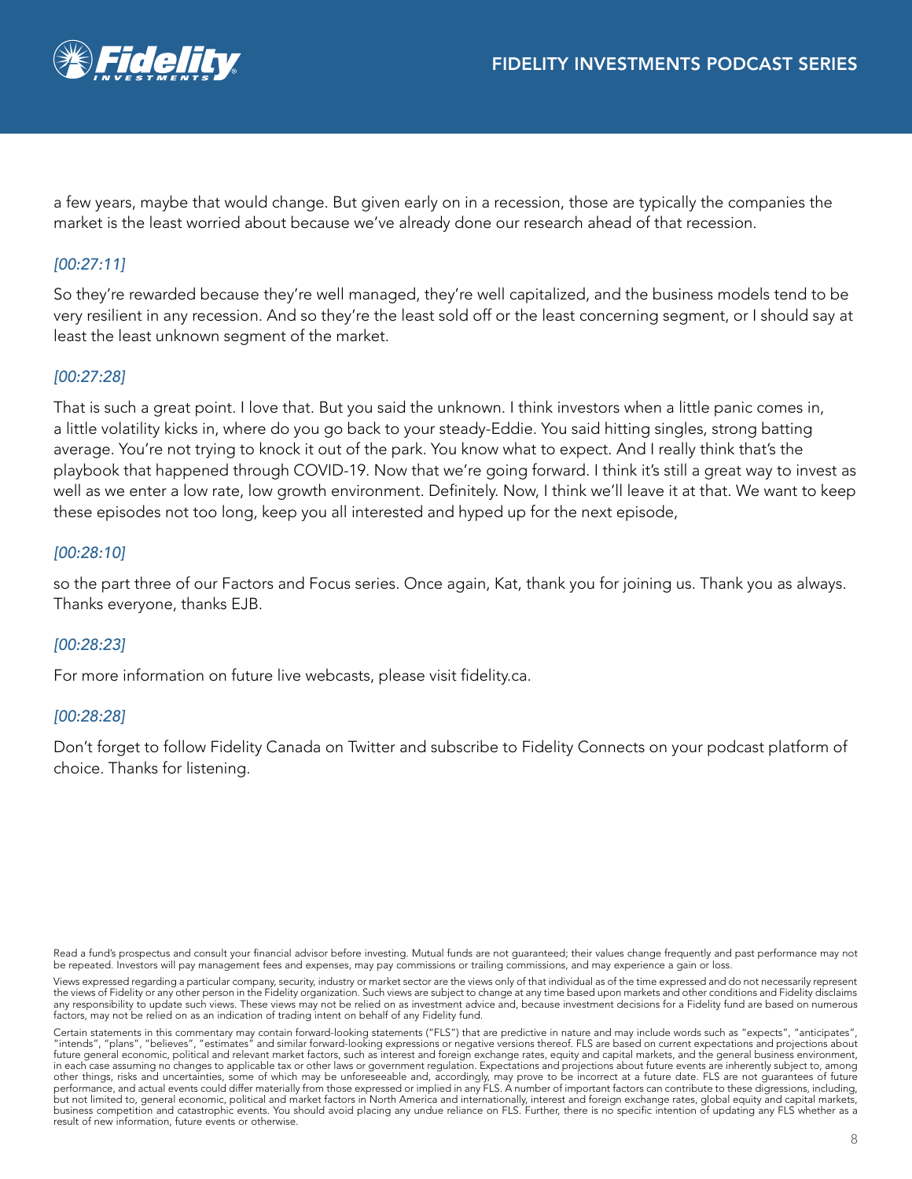a few years, maybe that would change. But given early on in a recession, those are typically the companies the market is the least worried about because we've already done our research ahead of that recession.

*[00:27:11]*

So they're rewarded because they're well managed, they're well capitalized, and the business models tend to be very resilient in any recession. And so they're the least sold off or the least concerning segment, or I should say at least the least unknown segment of the market.

*[00:27:28]*

That is such a great point. I love that. But you said the unknown. I think investors when a little panic comes in, a little volatility kicks in, where do you go back to your steady-Eddie. You said hitting singles, strong batting average. You're not trying to knock it out of the park. You know what to expect. And I really think that's the playbook that happened through COVID-19. Now that we're going forward. I think it's still a great way to invest as well as we enter a low rate, low growth environment. Definitely. Now, I think we'll leave it at that. We want to keep these episodes not too long, keep you all interested and hyped up for the next episode,

*[00:28:10]*

so the part three of our Factors and Focus series. Once again, Kat, thank you for joining us. Thank you as always. Thanks everyone, thanks EJB.

*[00:28:23]*

For more information on future live webcasts, please visit fidelity.ca.

*[00:28:28]*

Don't forget to follow Fidelity Canada on Twitter and subscribe to Fidelity Connects on your podcast platform of choice. Thanks for listening.

Read a fund's prospectus and consult your financial advisor before investing. Mutual funds are not guaranteed; their values change frequently and past performance may not be repeated. Investors will pay management fees and expenses, may pay commissions or trailing commissions, and may experience a gain or loss.

Views expressed regarding a particular company, security, industry or market sector are the views only of that individual as of the time expressed and do not necessarily represent the views of Fidelity or any other person in the Fidelity organization. Such views are subject to change at any time based upon markets and other conditions and Fidelity disclaims any responsibility to update such views. These views may not be relied on as investment advice and, because investment decisions for a Fidelity fund are based on numerous factors, may not be relied on as an indication of trading intent on behalf of any Fidelity fund.

Certain statements in this commentary may contain forward-looking statements ("FLS") that are predictive in nature and may include words such as "expects", "anticipates", "intends", "plans", "believes", "estimates" and similar forward-looking expressions or negative versions thereof. FLS are based on current expectations and projections about future general economic, political and relevant market factors, such as interest and foreign exchange rates, equity and capital markets, and the general business environment, in each case assuming no changes to applicable tax or other laws or government regulation. Expectations and projections about future events are inherently subject to, among other things, risks and uncertainties, some of which may be unforeseeable and, accordingly, may prove to be incorrect at a future date. FLS are not guarantees of future performance, and actual events could differ materially from those expressed or implied in any FLS. A number of important factors can contribute to these digressions, including, but not limited to, general economic, political and market factors in North America and internationally, interest and foreign exchange rates, global equity and capital markets, business competition and catastrophic events. You should avoid placing any undue reliance on FLS. Further, there is no specific intention of updating any FLS whether as a result of new information, future events or otherwise.